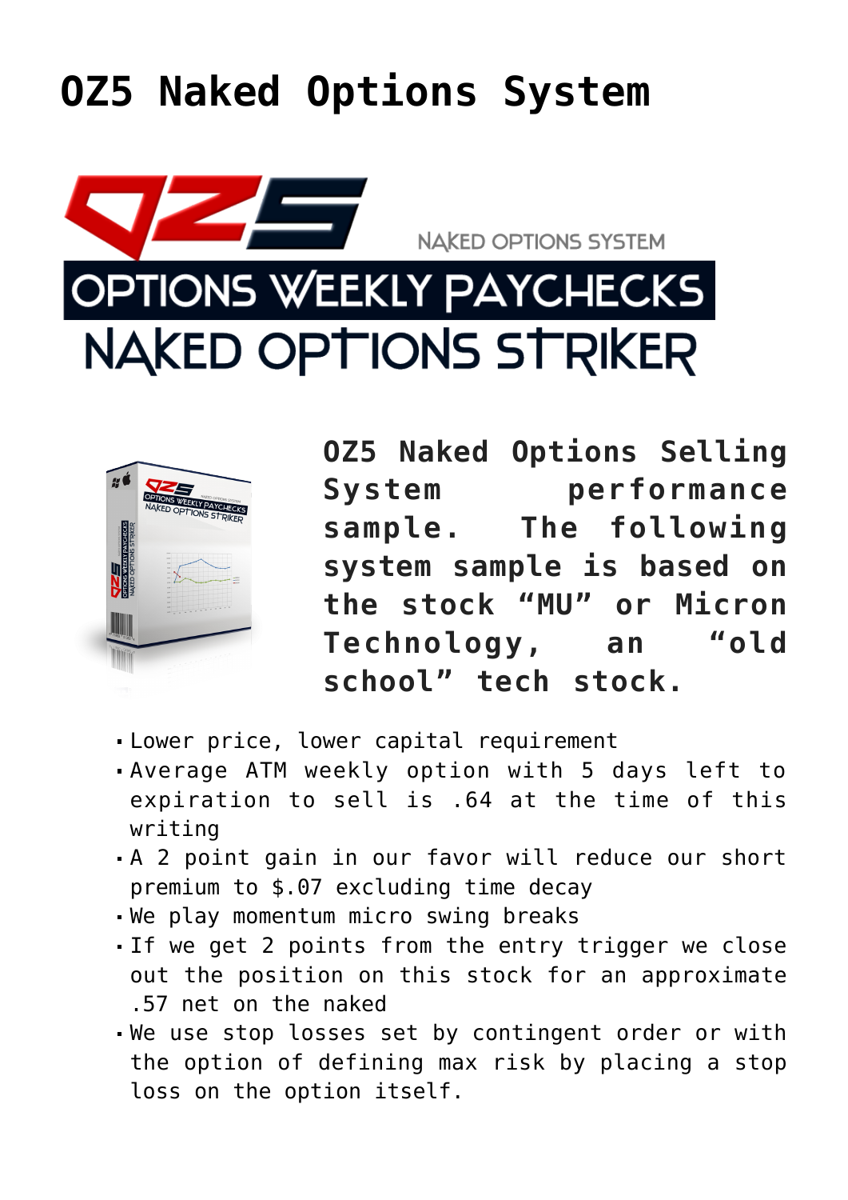# OZ5 Naked Options System

**OZ5 Naked Options Selling System performance sample. The following system sample is based on the stock "MU" or Micron Technology, an "old school" tech stock.**

- Lower price, lower capital requirement
- Average ATM weekly option with 5 days left to expiration to sell is .64 at the time of this writing
- A 2 point gain in our favor will reduce our short premium to $.07 excluding time decay
- We play momentum micro swing breaks
- If we get 2 points from the entry trigger we close out the position on this stock for an approximate .57 net on the naked
- We use stop losses set by contingent order or with the option of defining max risk by placing a stop loss on the option itself.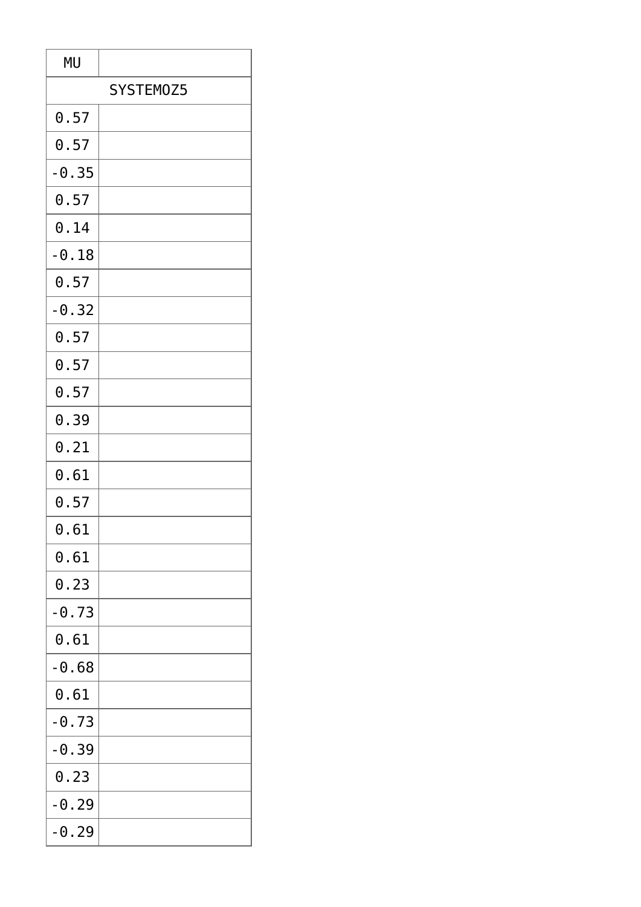| MU | |
|---|---|
| SYSTEMOZ5 | |
| 0.57 | |
| 0.57 | |
| -0.35 | |
| 0.57 | |
| 0.14 | |
| -0.18 | |
| 0.57 | |
| -0.32 | |
| 0.57 | |
| 0.57 | |
| 0.57 | |
| 0.39 | |
| 0.21 | |
| 0.61 | |
| 0.57 | |
| 0.61 | |
| 0.61 | |
| 0.23 | |
| -0.73 | |
| 0.61 | |
| -0.68 | |
| 0.61 | |
| -0.73 | |
| -0.39 | |
| 0.23 | |
| -0.29 | |
| -0.29 | |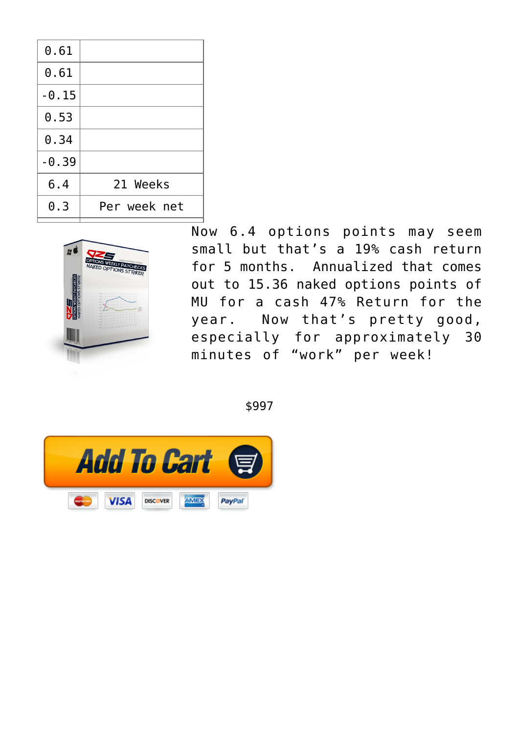| | |
|---|---|
| 0.61 | |
| 0.61 | |
| -0.15 | |
| 0.53 | |
| 0.34 | |
| -0.39 | |
| 6.4 | 21 Weeks |
| 0.3 | Per week net |

Now 6.4 options points may seem small but that's a 19% cash return for 5 months. Annualized that comes out to 15.36 naked options points of MU for a cash 47% Return for the year. Now that's pretty good, especially for approximately 30 minutes of "work" per week!

$997